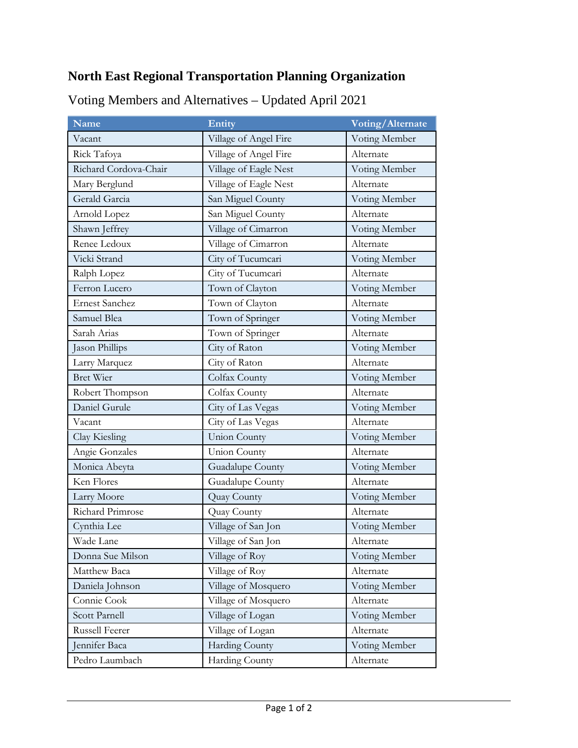# North East Regional Transportation Planning Organization

## Voting Members and Alternatives – Updated April 2021

| Name | Entity | Voting/Alternate |
|---|---|---|
| Vacant | Village of Angel Fire | Voting Member |
| Rick Tafoya | Village of Angel Fire | Alternate |
| Richard Cordova-Chair | Village of Eagle Nest | Voting Member |
| Mary Berglund | Village of Eagle Nest | Alternate |
| Gerald Garcia | San Miguel County | Voting Member |
| Arnold Lopez | San Miguel County | Alternate |
| Shawn Jeffrey | Village of Cimarron | Voting Member |
| Renee Ledoux | Village of Cimarron | Alternate |
| Vicki Strand | City of Tucumcari | Voting Member |
| Ralph Lopez | City of Tucumcari | Alternate |
| Ferron Lucero | Town of Clayton | Voting Member |
| Ernest Sanchez | Town of Clayton | Alternate |
| Samuel Blea | Town of Springer | Voting Member |
| Sarah Arias | Town of Springer | Alternate |
| Jason Phillips | City of Raton | Voting Member |
| Larry Marquez | City of Raton | Alternate |
| Bret Wier | Colfax County | Voting Member |
| Robert Thompson | Colfax County | Alternate |
| Daniel Gurule | City of Las Vegas | Voting Member |
| Vacant | City of Las Vegas | Alternate |
| Clay Kiesling | Union County | Voting Member |
| Angie Gonzales | Union County | Alternate |
| Monica Abeyta | Guadalupe County | Voting Member |
| Ken Flores | Guadalupe County | Alternate |
| Larry Moore | Quay County | Voting Member |
| Richard Primrose | Quay County | Alternate |
| Cynthia Lee | Village of San Jon | Voting Member |
| Wade Lane | Village of San Jon | Alternate |
| Donna Sue Milson | Village of Roy | Voting Member |
| Matthew Baca | Village of Roy | Alternate |
| Daniela Johnson | Village of Mosquero | Voting Member |
| Connie Cook | Village of Mosquero | Alternate |
| Scott Parnell | Village of Logan | Voting Member |
| Russell Feerer | Village of Logan | Alternate |
| Jennifer Baca | Harding County | Voting Member |
| Pedro Laumbach | Harding County | Alternate |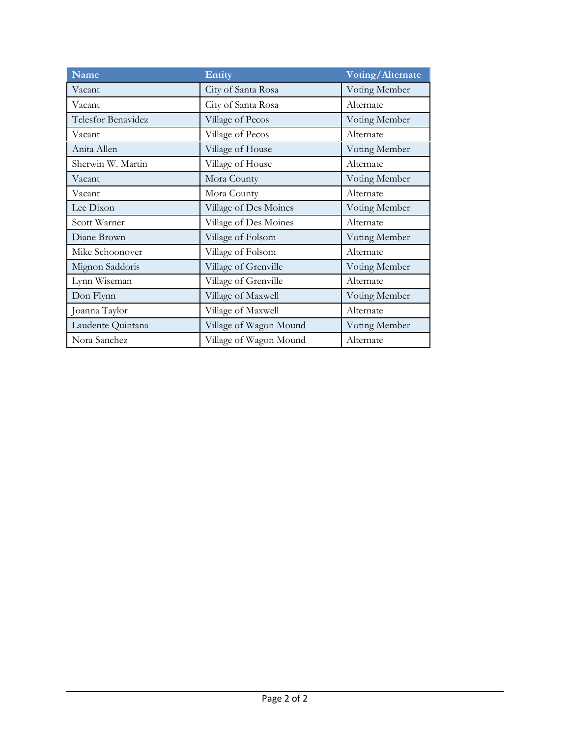| Name | Entity | Voting/Alternate |
| --- | --- | --- |
| Vacant | City of Santa Rosa | Voting Member |
| Vacant | City of Santa Rosa | Alternate |
| Telesfor Benavidez | Village of Pecos | Voting Member |
| Vacant | Village of Pecos | Alternate |
| Anita Allen | Village of House | Voting Member |
| Sherwin W. Martin | Village of House | Alternate |
| Vacant | Mora County | Voting Member |
| Vacant | Mora County | Alternate |
| Lee Dixon | Village of Des Moines | Voting Member |
| Scott Warner | Village of Des Moines | Alternate |
| Diane Brown | Village of Folsom | Voting Member |
| Mike Schoonover | Village of Folsom | Alternate |
| Mignon Saddoris | Village of Grenville | Voting Member |
| Lynn Wiseman | Village of Grenville | Alternate |
| Don Flynn | Village of Maxwell | Voting Member |
| Joanna Taylor | Village of Maxwell | Alternate |
| Laudente Quintana | Village of Wagon Mound | Voting Member |
| Nora Sanchez | Village of Wagon Mound | Alternate |